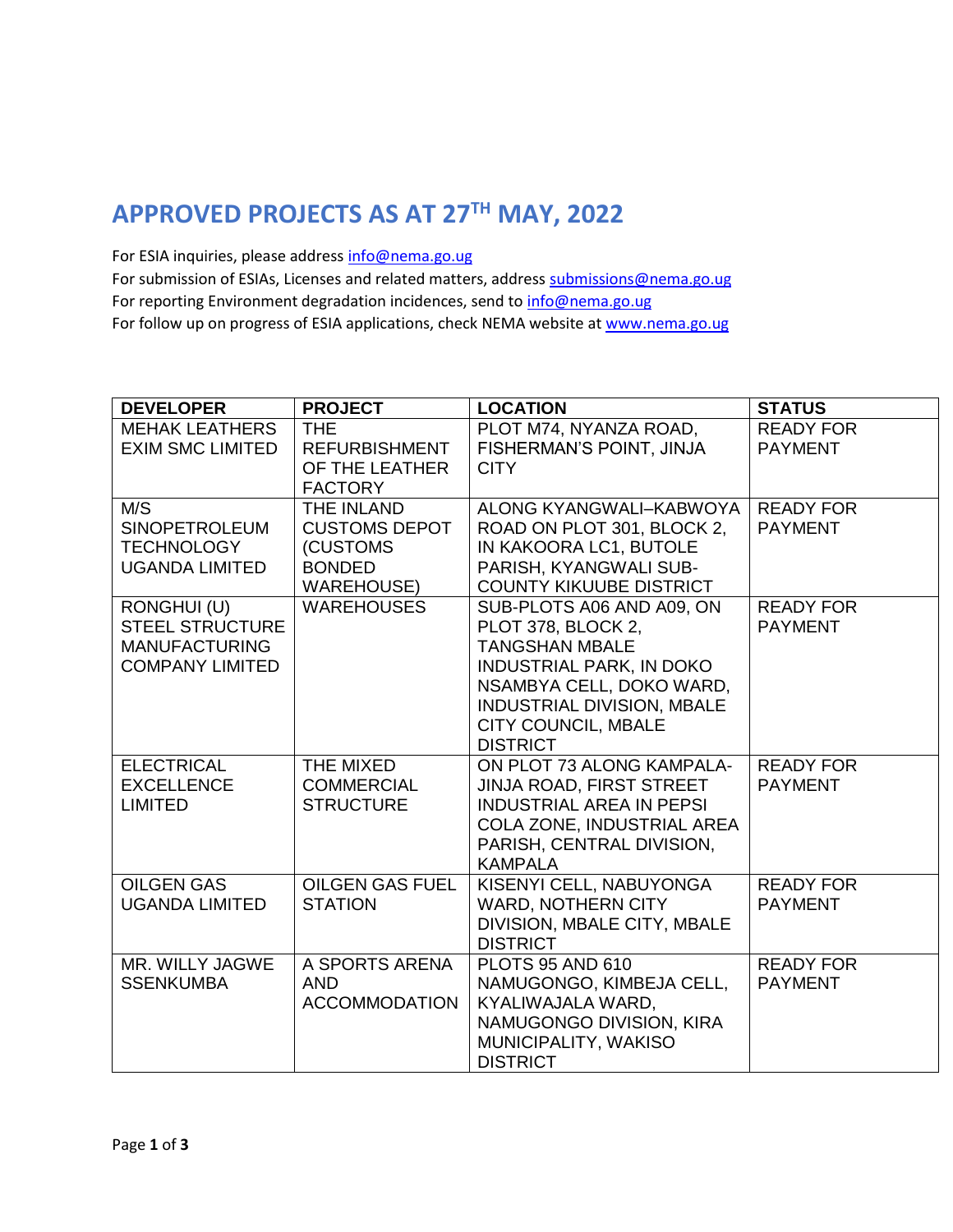# APPROVED PROJECTS AS AT 27TH MAY, 2022

For ESIA inquiries, please address info@nema.go.ug
For submission of ESIAs, Licenses and related matters, address submissions@nema.go.ug
For reporting Environment degradation incidences, send to info@nema.go.ug
For follow up on progress of ESIA applications, check NEMA website at www.nema.go.ug

| DEVELOPER | PROJECT | LOCATION | STATUS |
|---|---|---|---|
| MEHAK LEATHERS EXIM SMC LIMITED | THE REFURBISHMENT OF THE LEATHER FACTORY | PLOT M74, NYANZA ROAD, FISHERMAN'S POINT, JINJA CITY | READY FOR PAYMENT |
| M/S SINOPETROLEUM TECHNOLOGY UGANDA LIMITED | THE INLAND CUSTOMS DEPOT (CUSTOMS BONDED WAREHOUSE) | ALONG KYANGWALI–KABWOYA ROAD ON PLOT 301, BLOCK 2, IN KAKOORA LC1, BUTOLE PARISH, KYANGWALI SUB-COUNTY KIKUUBE DISTRICT | READY FOR PAYMENT |
| RONGHUI (U) STEEL STRUCTURE MANUFACTURING COMPANY LIMITED | WAREHOUSES | SUB-PLOTS A06 AND A09, ON PLOT 378, BLOCK 2, TANGSHAN MBALE INDUSTRIAL PARK, IN DOKO NSAMBYA CELL, DOKO WARD, INDUSTRIAL DIVISION, MBALE CITY COUNCIL, MBALE DISTRICT | READY FOR PAYMENT |
| ELECTRICAL EXCELLENCE LIMITED | THE MIXED COMMERCIAL STRUCTURE | ON PLOT 73 ALONG KAMPALA-JINJA ROAD, FIRST STREET INDUSTRIAL AREA IN PEPSI COLA ZONE, INDUSTRIAL AREA PARISH, CENTRAL DIVISION, KAMPALA | READY FOR PAYMENT |
| OILGEN GAS UGANDA LIMITED | OILGEN GAS FUEL STATION | KISENYI CELL, NABUYONGA WARD, NOTHERN CITY DIVISION, MBALE CITY, MBALE DISTRICT | READY FOR PAYMENT |
| MR. WILLY JAGWE SSENKUMBA | A SPORTS ARENA AND ACCOMMODATION | PLOTS 95 AND 610 NAMUGONGO, KIMBEJA CELL, KYALIWAJALA WARD, NAMUGONGO DIVISION, KIRA MUNICIPALITY, WAKISO DISTRICT | READY FOR PAYMENT |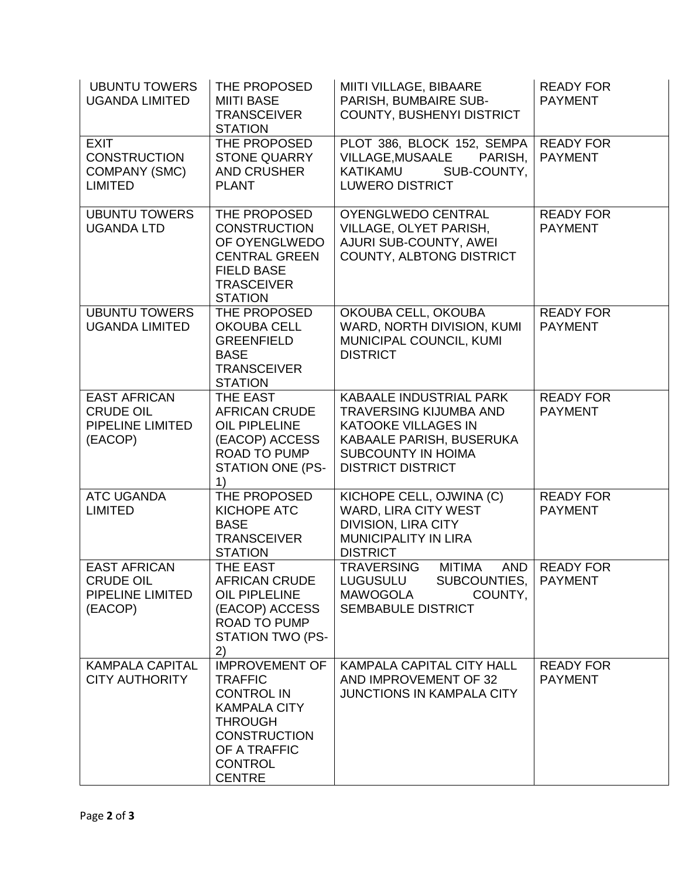| | | | |
|---|---|---|---|
| UBUNTU TOWERS UGANDA LIMITED | THE PROPOSED MIITI BASE TRANSCEIVER STATION | MIITI VILLAGE, BIBAARE PARISH, BUMBAIRE SUB-COUNTY, BUSHENYI DISTRICT | READY FOR PAYMENT |
| EXIT CONSTRUCTION COMPANY (SMC) LIMITED | THE PROPOSED STONE QUARRY AND CRUSHER PLANT | PLOT 386, BLOCK 152, SEMPA VILLAGE,MUSAALE PARISH, KATIKAMU SUB-COUNTY, LUWERO DISTRICT | READY FOR PAYMENT |
| UBUNTU TOWERS UGANDA LTD | THE PROPOSED CONSTRUCTION OF OYENGLWEDO CENTRAL GREEN FIELD BASE TRASCEIVER STATION | OYENGLWEDO CENTRAL VILLAGE, OLYET PARISH, AJURI SUB-COUNTY, AWEI COUNTY, ALBTONG DISTRICT | READY FOR PAYMENT |
| UBUNTU TOWERS UGANDA LIMITED | THE PROPOSED OKOUBA CELL GREENFIELD BASE TRANSCEIVER STATION | OKOUBA CELL, OKOUBA WARD, NORTH DIVISION, KUMI MUNICIPAL COUNCIL, KUMI DISTRICT | READY FOR PAYMENT |
| EAST AFRICAN CRUDE OIL PIPELINE LIMITED (EACOP) | THE EAST AFRICAN CRUDE OIL PIPLELINE (EACOP) ACCESS ROAD TO PUMP STATION ONE (PS-1) | KABAALE INDUSTRIAL PARK TRAVERSING KIJUMBA AND KATOOKE VILLAGES IN KABAALE PARISH, BUSERUKA SUBCOUNTY IN HOIMA DISTRICT DISTRICT | READY FOR PAYMENT |
| ATC UGANDA LIMITED | THE PROPOSED KICHOPE ATC BASE TRANSCEIVER STATION | KICHOPE CELL, OJWINA (C) WARD, LIRA CITY WEST DIVISION, LIRA CITY MUNICIPALITY IN LIRA DISTRICT | READY FOR PAYMENT |
| EAST AFRICAN CRUDE OIL PIPELINE LIMITED (EACOP) | THE EAST AFRICAN CRUDE OIL PIPLELINE (EACOP) ACCESS ROAD TO PUMP STATION TWO (PS-2) | TRAVERSING MITIMA AND LUGUSULU SUBCOUNTIES, MAWOGOLA COUNTY, SEMBABULE DISTRICT | READY FOR PAYMENT |
| KAMPALA CAPITAL CITY AUTHORITY | IMPROVEMENT OF TRAFFIC CONTROL IN KAMPALA CITY THROUGH CONSTRUCTION OF A TRAFFIC CONTROL CENTRE | KAMPALA CAPITAL CITY HALL AND IMPROVEMENT OF 32 JUNCTIONS IN KAMPALA CITY | READY FOR PAYMENT |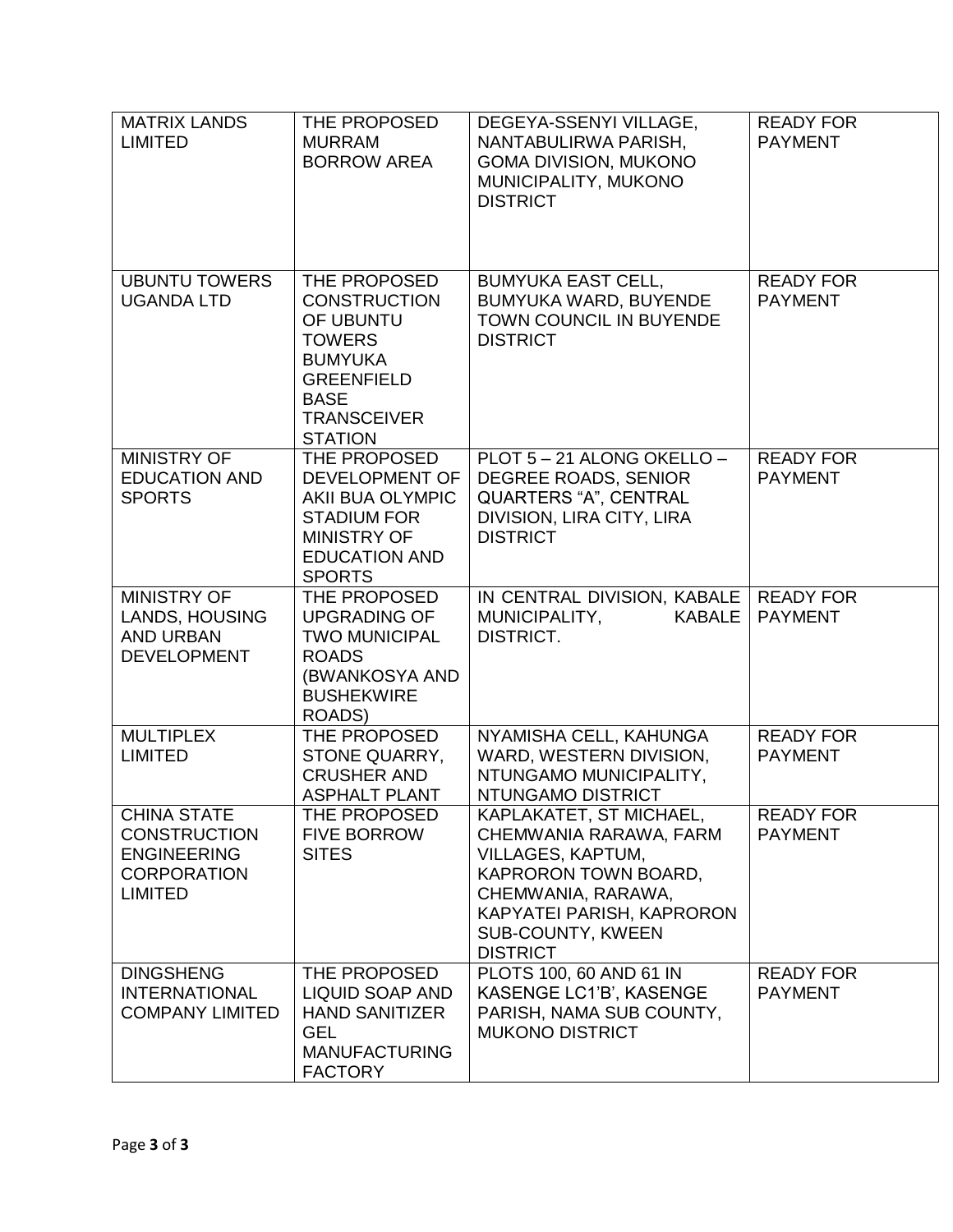| | | | |
|---|---|---|---|
| MATRIX LANDS LIMITED | THE PROPOSED MURRAM BORROW AREA | DEGEYA-SSENYI VILLAGE, NANTABULIRWA PARISH, GOMA DIVISION, MUKONO MUNICIPALITY, MUKONO DISTRICT | READY FOR PAYMENT |
| UBUNTU TOWERS UGANDA LTD | THE PROPOSED CONSTRUCTION OF UBUNTU TOWERS BUMYUKA GREENFIELD BASE TRANSCEIVER STATION | BUMYUKA EAST CELL, BUMYUKA WARD, BUYENDE TOWN COUNCIL IN BUYENDE DISTRICT | READY FOR PAYMENT |
| MINISTRY OF EDUCATION AND SPORTS | THE PROPOSED DEVELOPMENT OF AKII BUA OLYMPIC STADIUM FOR MINISTRY OF EDUCATION AND SPORTS | PLOT 5 – 21 ALONG OKELLO – DEGREE ROADS, SENIOR QUARTERS "A", CENTRAL DIVISION, LIRA CITY, LIRA DISTRICT | READY FOR PAYMENT |
| MINISTRY OF LANDS, HOUSING AND URBAN DEVELOPMENT | THE PROPOSED UPGRADING OF TWO MUNICIPAL ROADS (BWANKOSYA AND BUSHEKWIRE ROADS) | IN CENTRAL DIVISION, KABALE MUNICIPALITY, KABALE DISTRICT. | READY FOR PAYMENT |
| MULTIPLEX LIMITED | THE PROPOSED STONE QUARRY, CRUSHER AND ASPHALT PLANT | NYAMISHA CELL, KAHUNGA WARD, WESTERN DIVISION, NTUNGAMO MUNICIPALITY, NTUNGAMO DISTRICT | READY FOR PAYMENT |
| CHINA STATE CONSTRUCTION ENGINEERING CORPORATION LIMITED | THE PROPOSED FIVE BORROW SITES | KAPLAKATET, ST MICHAEL, CHEMWANIA RARAWA, FARM VILLAGES, KAPTUM, KAPRORON TOWN BOARD, CHEMWANIA, RARAWA, KAPYATEI PARISH, KAPRORON SUB-COUNTY, KWEEN DISTRICT | READY FOR PAYMENT |
| DINGSHENG INTERNATIONAL COMPANY LIMITED | THE PROPOSED LIQUID SOAP AND HAND SANITIZER GEL MANUFACTURING FACTORY | PLOTS 100, 60 AND 61 IN KASENGE LC1'B', KASENGE PARISH, NAMA SUB COUNTY, MUKONO DISTRICT | READY FOR PAYMENT |